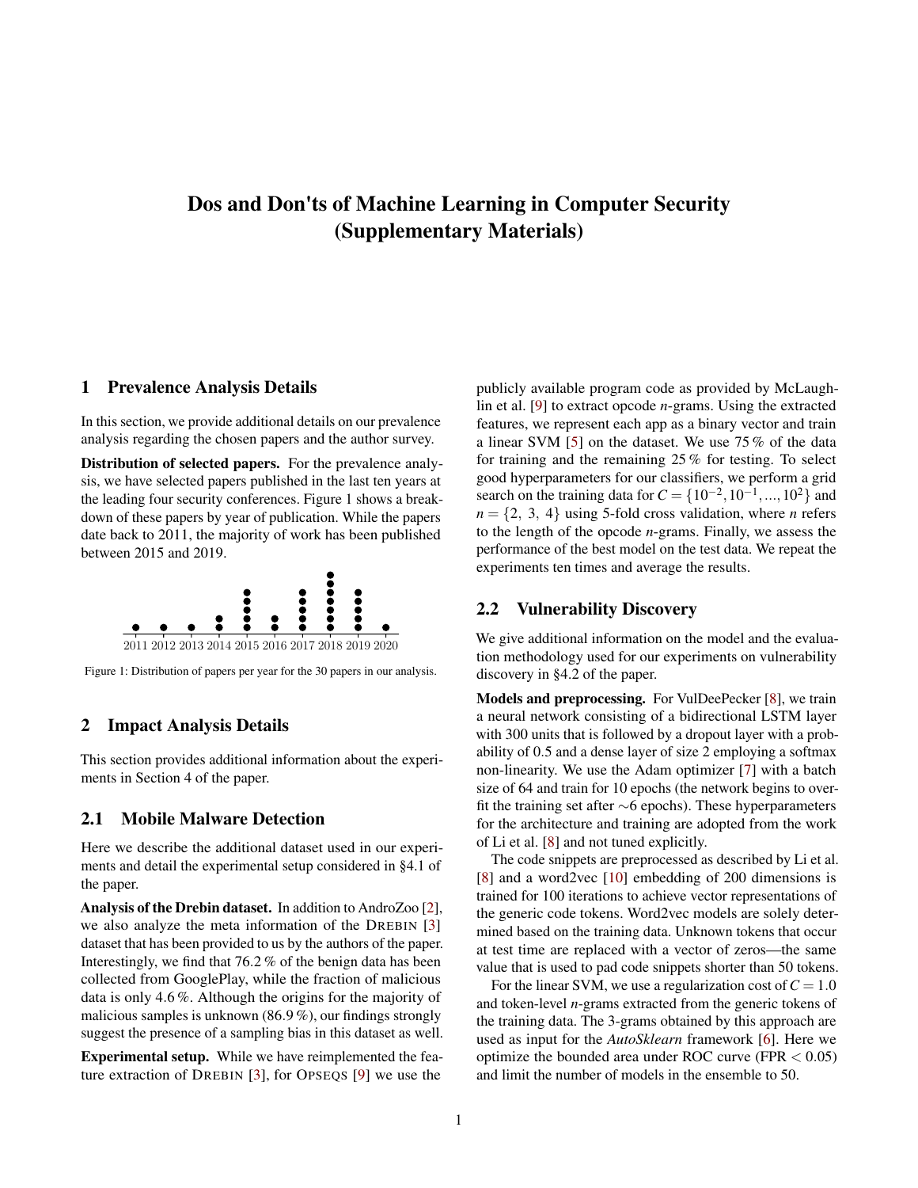# Dos and Don'ts of Machine Learning in Computer Security (Supplementary Materials)

## 1 Prevalence Analysis Details

In this section, we provide additional details on our prevalence analysis regarding the chosen papers and the author survey.

**Distribution of selected papers.** For the prevalence analysis, we have selected papers published in the last ten years at the leading four security conferences. Figure 1 shows a breakdown of these papers by year of publication. While the papers date back to 2011, the majority of work has been published between 2015 and 2019.

Figure 1: Distribution of papers per year for the 30 papers in our analysis.

## 2 Impact Analysis Details

This section provides additional information about the experiments in Section 4 of the paper.

### 2.1 Mobile Malware Detection

Here we describe the additional dataset used in our experiments and detail the experimental setup considered in §4.1 of the paper.

**Analysis of the Drebin dataset.** In addition to AndroZoo [2], we also analyze the meta information of the DREBIN [3] dataset that has been provided to us by the authors of the paper. Interestingly, we find that 76.2 % of the benign data has been collected from GooglePlay, while the fraction of malicious data is only 4.6 %. Although the origins for the majority of malicious samples is unknown (86.9 %), our findings strongly suggest the presence of a sampling bias in this dataset as well.

**Experimental setup.** While we have reimplemented the feature extraction of DREBIN [3], for OPSEQS [9] we use the publicly available program code as provided by McLaughlin et al. [9] to extract opcode $n$-grams. Using the extracted features, we represent each app as a binary vector and train a linear SVM [5] on the dataset. We use 75 % of the data for training and the remaining 25 % for testing. To select good hyperparameters for our classifiers, we perform a grid search on the training data for $C = \{10^{-2}, 10^{-1}, ..., 10^{2}\}$ and $n = \{2,\ 3,\ 4\}$ using 5-fold cross validation, where $n$ refers to the length of the opcode $n$-grams. Finally, we assess the performance of the best model on the test data. We repeat the experiments ten times and average the results.

### 2.2 Vulnerability Discovery

We give additional information on the model and the evaluation methodology used for our experiments on vulnerability discovery in §4.2 of the paper.

**Models and preprocessing.** For VulDeePecker [8], we train a neural network consisting of a bidirectional LSTM layer with 300 units that is followed by a dropout layer with a probability of 0.5 and a dense layer of size 2 employing a softmax non-linearity. We use the Adam optimizer [7] with a batch size of 64 and train for 10 epochs (the network begins to overfit the training set after ∼6 epochs). These hyperparameters for the architecture and training are adopted from the work of Li et al. [8] and not tuned explicitly.

The code snippets are preprocessed as described by Li et al. [8] and a word2vec [10] embedding of 200 dimensions is trained for 100 iterations to achieve vector representations of the generic code tokens. Word2vec models are solely determined based on the training data. Unknown tokens that occur at test time are replaced with a vector of zeros—the same value that is used to pad code snippets shorter than 50 tokens.

For the linear SVM, we use a regularization cost of $C = 1.0$ and token-level $n$-grams extracted from the generic tokens of the training data. The 3-grams obtained by this approach are used as input for the *AutoSklearn* framework [6]. Here we optimize the bounded area under ROC curve (FPR $< 0.05$) and limit the number of models in the ensemble to 50.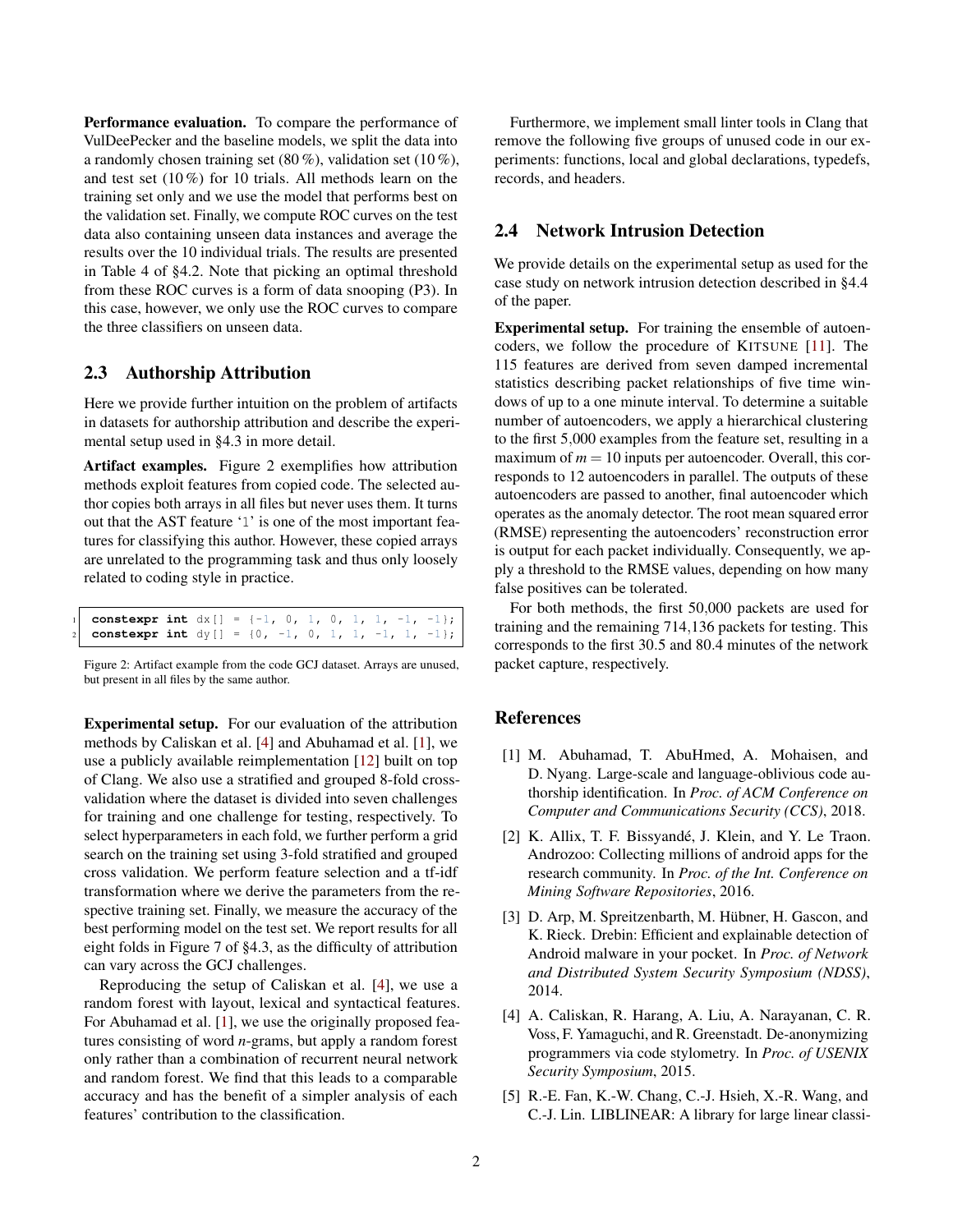**Performance evaluation.** To compare the performance of VulDeePecker and the baseline models, we split the data into a randomly chosen training set (80 %), validation set (10 %), and test set (10 %) for 10 trials. All methods learn on the training set only and we use the model that performs best on the validation set. Finally, we compute ROC curves on the test data also containing unseen data instances and average the results over the 10 individual trials. The results are presented in Table 4 of §4.2. Note that picking an optimal threshold from these ROC curves is a form of data snooping (P3). In this case, however, we only use the ROC curves to compare the three classifiers on unseen data.

## 2.3 Authorship Attribution

Here we provide further intuition on the problem of artifacts in datasets for authorship attribution and describe the experimental setup used in §4.3 in more detail.

**Artifact examples.** Figure 2 exemplifies how attribution methods exploit features from copied code. The selected author copies both arrays in all files but never uses them. It turns out that the AST feature '1' is one of the most important features for classifying this author. However, these copied arrays are unrelated to the programming task and thus only loosely related to coding style in practice.

```
constexpr int dx[] = {-1, 0, 1, 0, 1, 1, -1, -1};
constexpr int dy[] = {0, -1, 0, 1, 1, -1, 1, -1};
```

Figure 2: Artifact example from the code GCJ dataset. Arrays are unused, but present in all files by the same author.

**Experimental setup.** For our evaluation of the attribution methods by Caliskan et al. [4] and Abuhamad et al. [1], we use a publicly available reimplementation [12] built on top of Clang. We also use a stratified and grouped 8-fold cross-validation where the dataset is divided into seven challenges for training and one challenge for testing, respectively. To select hyperparameters in each fold, we further perform a grid search on the training set using 3-fold stratified and grouped cross validation. We perform feature selection and a tf-idf transformation where we derive the parameters from the respective training set. Finally, we measure the accuracy of the best performing model on the test set. We report results for all eight folds in Figure 7 of §4.3, as the difficulty of attribution can vary across the GCJ challenges.

Reproducing the setup of Caliskan et al. [4], we use a random forest with layout, lexical and syntactical features. For Abuhamad et al. [1], we use the originally proposed features consisting of word *n*-grams, but apply a random forest only rather than a combination of recurrent neural network and random forest. We find that this leads to a comparable accuracy and has the benefit of a simpler analysis of each features' contribution to the classification.

Furthermore, we implement small linter tools in Clang that remove the following five groups of unused code in our experiments: functions, local and global declarations, typedefs, records, and headers.

## 2.4 Network Intrusion Detection

We provide details on the experimental setup as used for the case study on network intrusion detection described in §4.4 of the paper.

**Experimental setup.** For training the ensemble of autoencoders, we follow the procedure of KITSUNE [11]. The 115 features are derived from seven damped incremental statistics describing packet relationships of five time windows of up to a one minute interval. To determine a suitable number of autoencoders, we apply a hierarchical clustering to the first 5,000 examples from the feature set, resulting in a maximum of $m = 10$ inputs per autoencoder. Overall, this corresponds to 12 autoencoders in parallel. The outputs of these autoencoders are passed to another, final autoencoder which operates as the anomaly detector. The root mean squared error (RMSE) representing the autoencoders' reconstruction error is output for each packet individually. Consequently, we apply a threshold to the RMSE values, depending on how many false positives can be tolerated.

For both methods, the first 50,000 packets are used for training and the remaining 714,136 packets for testing. This corresponds to the first 30.5 and 80.4 minutes of the network packet capture, respectively.

## References

[1] M. Abuhamad, T. AbuHmed, A. Mohaisen, and D. Nyang. Large-scale and language-oblivious code authorship identification. In *Proc. of ACM Conference on Computer and Communications Security (CCS)*, 2018.

[2] K. Allix, T. F. Bissyandé, J. Klein, and Y. Le Traon. Androzoo: Collecting millions of android apps for the research community. In *Proc. of the Int. Conference on Mining Software Repositories*, 2016.

[3] D. Arp, M. Spreitzenbarth, M. Hübner, H. Gascon, and K. Rieck. Drebin: Efficient and explainable detection of Android malware in your pocket. In *Proc. of Network and Distributed System Security Symposium (NDSS)*, 2014.

[4] A. Caliskan, R. Harang, A. Liu, A. Narayanan, C. R. Voss, F. Yamaguchi, and R. Greenstadt. De-anonymizing programmers via code stylometry. In *Proc. of USENIX Security Symposium*, 2015.

[5] R.-E. Fan, K.-W. Chang, C.-J. Hsieh, X.-R. Wang, and C.-J. Lin. LIBLINEAR: A library for large linear classi-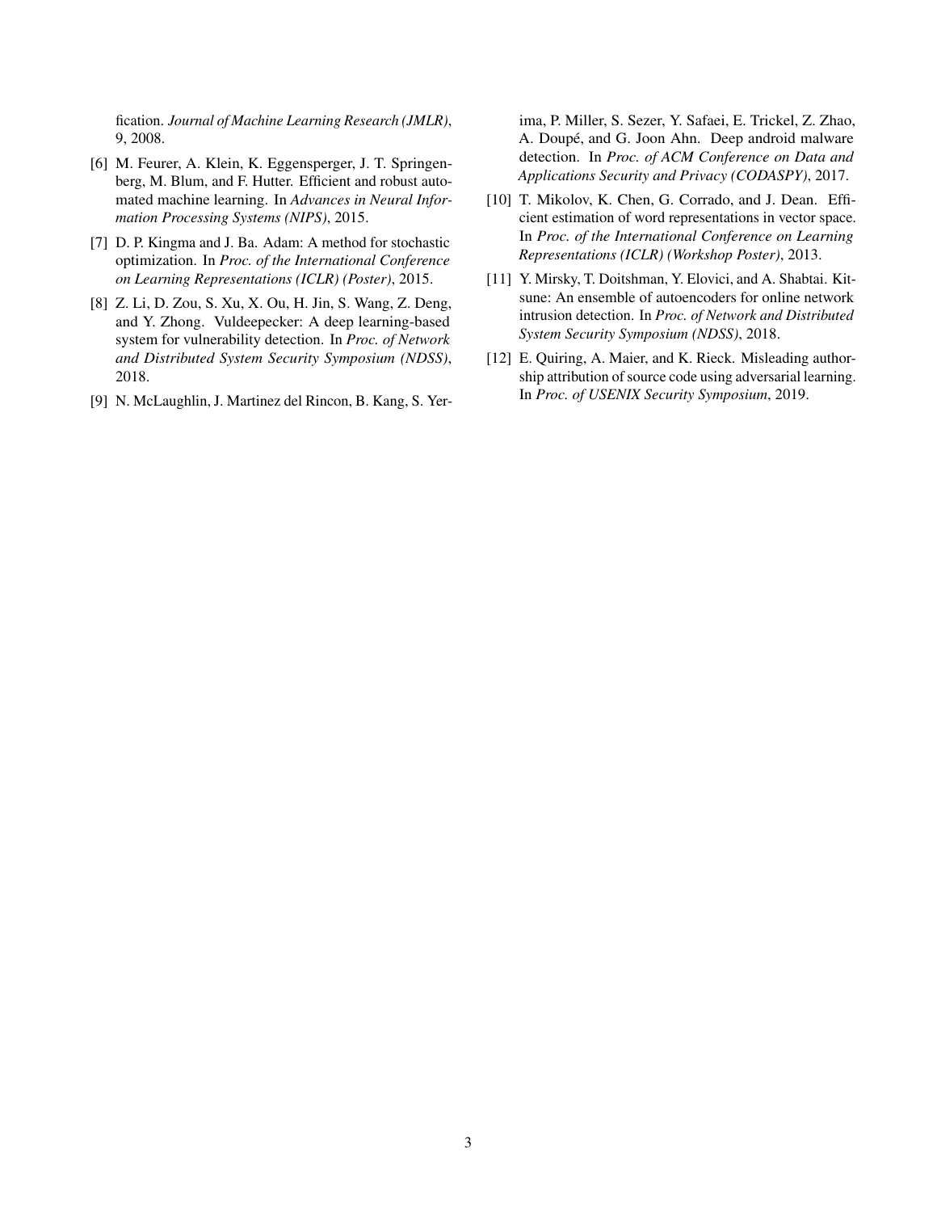fication. *Journal of Machine Learning Research (JMLR)*, 9, 2008.

[6] M. Feurer, A. Klein, K. Eggensperger, J. T. Springenberg, M. Blum, and F. Hutter. Efficient and robust automated machine learning. In *Advances in Neural Information Processing Systems (NIPS)*, 2015.

[7] D. P. Kingma and J. Ba. Adam: A method for stochastic optimization. In *Proc. of the International Conference on Learning Representations (ICLR) (Poster)*, 2015.

[8] Z. Li, D. Zou, S. Xu, X. Ou, H. Jin, S. Wang, Z. Deng, and Y. Zhong. Vuldeepecker: A deep learning-based system for vulnerability detection. In *Proc. of Network and Distributed System Security Symposium (NDSS)*, 2018.

[9] N. McLaughlin, J. Martinez del Rincon, B. Kang, S. Yerima, P. Miller, S. Sezer, Y. Safaei, E. Trickel, Z. Zhao, A. Doupé, and G. Joon Ahn. Deep android malware detection. In *Proc. of ACM Conference on Data and Applications Security and Privacy (CODASPY)*, 2017.

[10] T. Mikolov, K. Chen, G. Corrado, and J. Dean. Efficient estimation of word representations in vector space. In *Proc. of the International Conference on Learning Representations (ICLR) (Workshop Poster)*, 2013.

[11] Y. Mirsky, T. Doitshman, Y. Elovici, and A. Shabtai. Kitsune: An ensemble of autoencoders for online network intrusion detection. In *Proc. of Network and Distributed System Security Symposium (NDSS)*, 2018.

[12] E. Quiring, A. Maier, and K. Rieck. Misleading authorship attribution of source code using adversarial learning. In *Proc. of USENIX Security Symposium*, 2019.